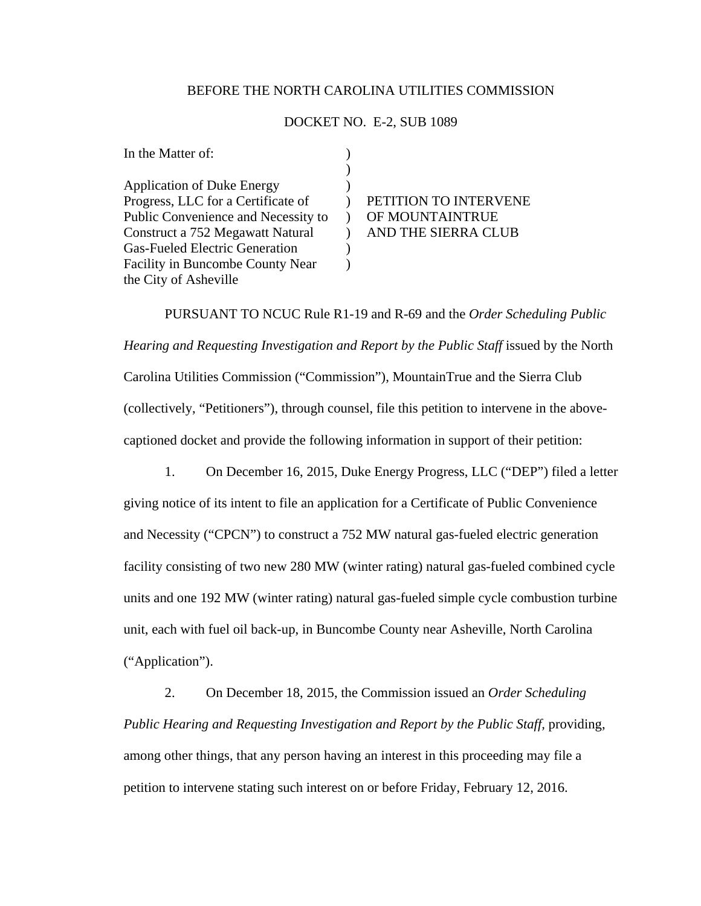BEFORE THE NORTH CAROLINA UTILITIES COMMISSION

DOCKET NO. E-2, SUB 1089

| | | |
|---|---|---|
| In the Matter of:<br><br>Application of Duke Energy Progress, LLC for a Certificate of Public Convenience and Necessity to Construct a 752 Megawatt Natural Gas-Fueled Electric Generation Facility in Buncombe County Near the City of Asheville | )<br>)<br>)<br>)<br>)<br>)<br>)<br>) | PETITION TO INTERVENE OF MOUNTAINTRUE AND THE SIERRA CLUB |

PURSUANT TO NCUC Rule R1-19 and R-69 and the *Order Scheduling Public Hearing and Requesting Investigation and Report by the Public Staff* issued by the North Carolina Utilities Commission ("Commission"), MountainTrue and the Sierra Club (collectively, "Petitioners"), through counsel, file this petition to intervene in the above-captioned docket and provide the following information in support of their petition:

1. On December 16, 2015, Duke Energy Progress, LLC ("DEP") filed a letter giving notice of its intent to file an application for a Certificate of Public Convenience and Necessity ("CPCN") to construct a 752 MW natural gas-fueled electric generation facility consisting of two new 280 MW (winter rating) natural gas-fueled combined cycle units and one 192 MW (winter rating) natural gas-fueled simple cycle combustion turbine unit, each with fuel oil back-up, in Buncombe County near Asheville, North Carolina ("Application").

2. On December 18, 2015, the Commission issued an *Order Scheduling Public Hearing and Requesting Investigation and Report by the Public Staff,* providing, among other things, that any person having an interest in this proceeding may file a petition to intervene stating such interest on or before Friday, February 12, 2016.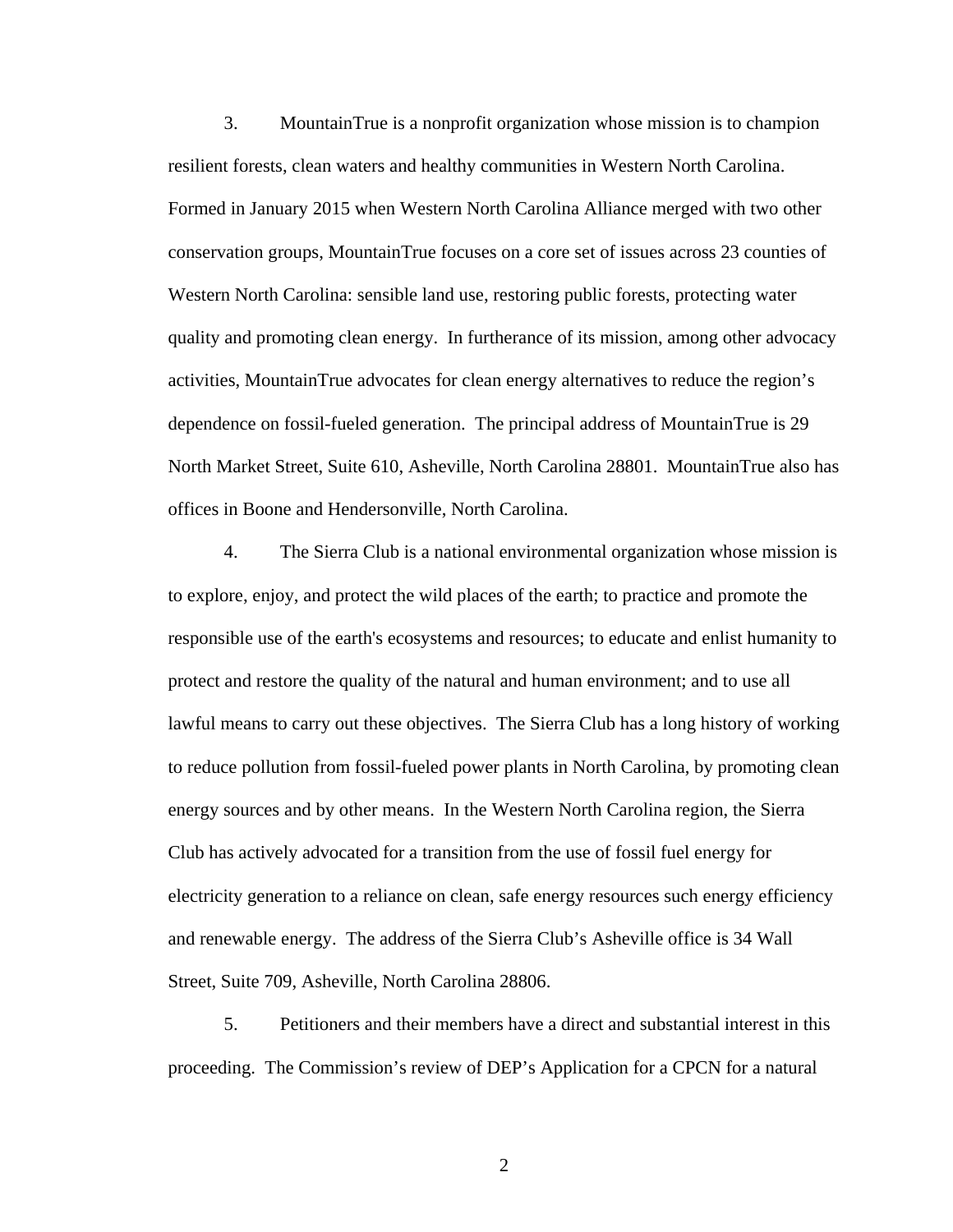3. MountainTrue is a nonprofit organization whose mission is to champion resilient forests, clean waters and healthy communities in Western North Carolina. Formed in January 2015 when Western North Carolina Alliance merged with two other conservation groups, MountainTrue focuses on a core set of issues across 23 counties of Western North Carolina: sensible land use, restoring public forests, protecting water quality and promoting clean energy. In furtherance of its mission, among other advocacy activities, MountainTrue advocates for clean energy alternatives to reduce the region's dependence on fossil-fueled generation. The principal address of MountainTrue is 29 North Market Street, Suite 610, Asheville, North Carolina 28801. MountainTrue also has offices in Boone and Hendersonville, North Carolina.

4. The Sierra Club is a national environmental organization whose mission is to explore, enjoy, and protect the wild places of the earth; to practice and promote the responsible use of the earth's ecosystems and resources; to educate and enlist humanity to protect and restore the quality of the natural and human environment; and to use all lawful means to carry out these objectives. The Sierra Club has a long history of working to reduce pollution from fossil-fueled power plants in North Carolina, by promoting clean energy sources and by other means. In the Western North Carolina region, the Sierra Club has actively advocated for a transition from the use of fossil fuel energy for electricity generation to a reliance on clean, safe energy resources such energy efficiency and renewable energy. The address of the Sierra Club's Asheville office is 34 Wall Street, Suite 709, Asheville, North Carolina 28806.

5. Petitioners and their members have a direct and substantial interest in this proceeding. The Commission's review of DEP's Application for a CPCN for a natural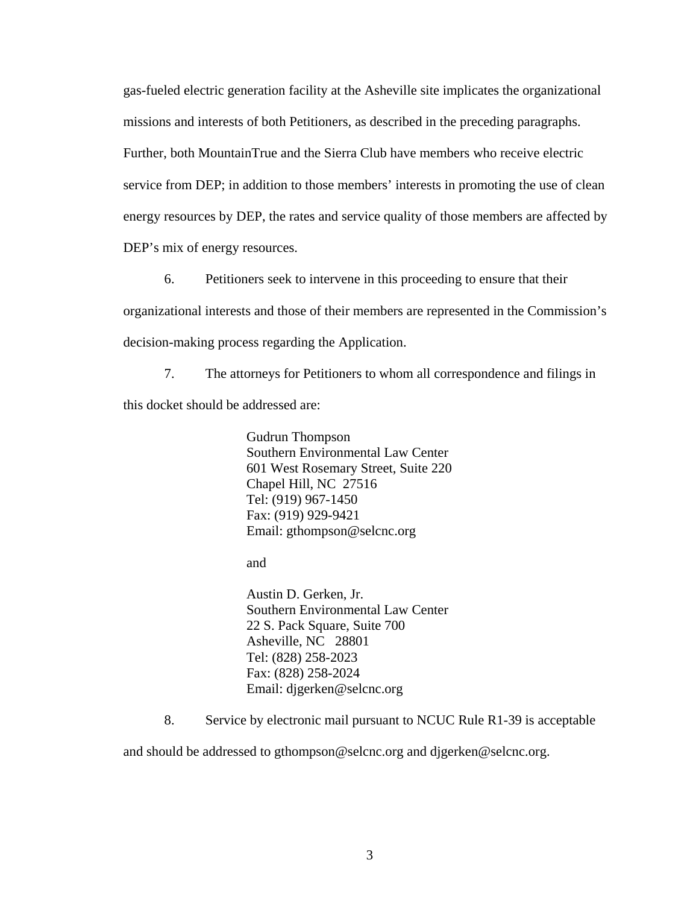gas-fueled electric generation facility at the Asheville site implicates the organizational missions and interests of both Petitioners, as described in the preceding paragraphs. Further, both MountainTrue and the Sierra Club have members who receive electric service from DEP; in addition to those members' interests in promoting the use of clean energy resources by DEP, the rates and service quality of those members are affected by DEP's mix of energy resources.

6. Petitioners seek to intervene in this proceeding to ensure that their organizational interests and those of their members are represented in the Commission's decision-making process regarding the Application.

7. The attorneys for Petitioners to whom all correspondence and filings in this docket should be addressed are:

> Gudrun Thompson
> Southern Environmental Law Center
> 601 West Rosemary Street, Suite 220
> Chapel Hill, NC 27516
> Tel: (919) 967-1450
> Fax: (919) 929-9421
> Email: gthompson@selcnc.org
>
> and
>
> Austin D. Gerken, Jr.
> Southern Environmental Law Center
> 22 S. Pack Square, Suite 700
> Asheville, NC 28801
> Tel: (828) 258-2023
> Fax: (828) 258-2024
> Email: djgerken@selcnc.org

8. Service by electronic mail pursuant to NCUC Rule R1-39 is acceptable and should be addressed to gthompson@selcnc.org and djgerken@selcnc.org.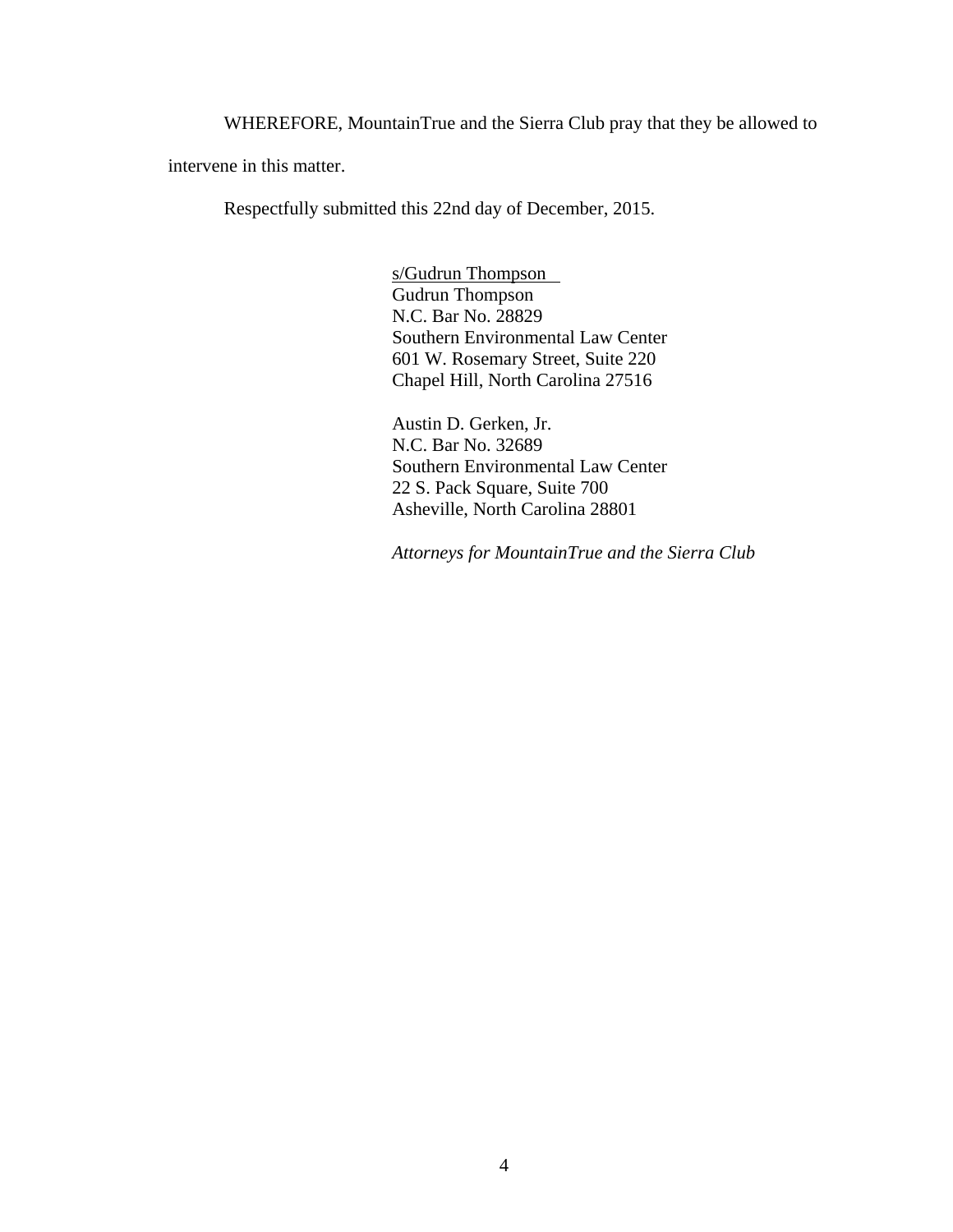WHEREFORE, MountainTrue and the Sierra Club pray that they be allowed to intervene in this matter.

Respectfully submitted this 22nd day of December, 2015.

s/Gudrun Thompson
Gudrun Thompson
N.C. Bar No. 28829
Southern Environmental Law Center
601 W. Rosemary Street, Suite 220
Chapel Hill, North Carolina 27516

Austin D. Gerken, Jr.
N.C. Bar No. 32689
Southern Environmental Law Center
22 S. Pack Square, Suite 700
Asheville, North Carolina 28801

*Attorneys for MountainTrue and the Sierra Club*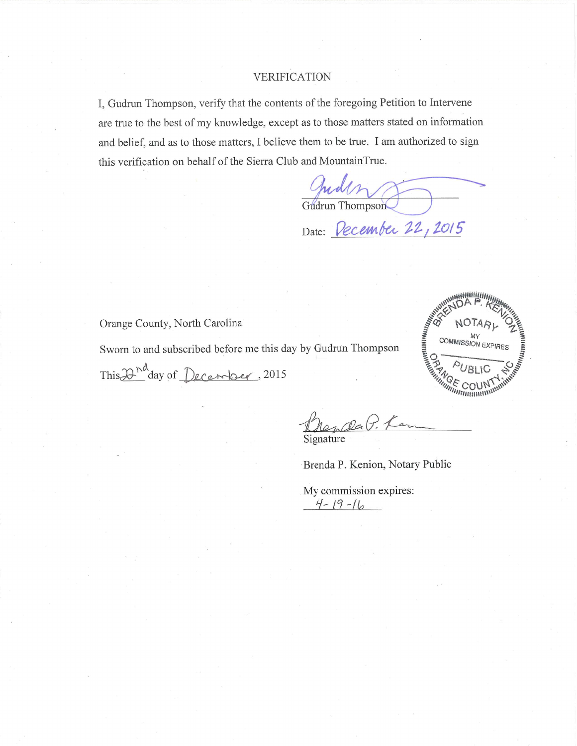# VERIFICATION

I, Gudrun Thompson, verify that the contents of the foregoing Petition to Intervene are true to the best of my knowledge, except as to those matters stated on information and belief, and as to those matters, I believe them to be true. I am authorized to sign this verification on behalf of the Sierra Club and MountainTrue.

Gudrun Thompson

Date: December 22, 2015

Orange County, North Carolina

Sworn to and subscribed before me this day by Gudrun Thompson

This 22nd day of December, 2015

BRENDA P. KENION NOTARY PUBLIC ORANGE COUNTY, NC MY COMMISSION EXPIRES

Signature

Brenda P. Kenion, Notary Public

My commission expires: 4-19-16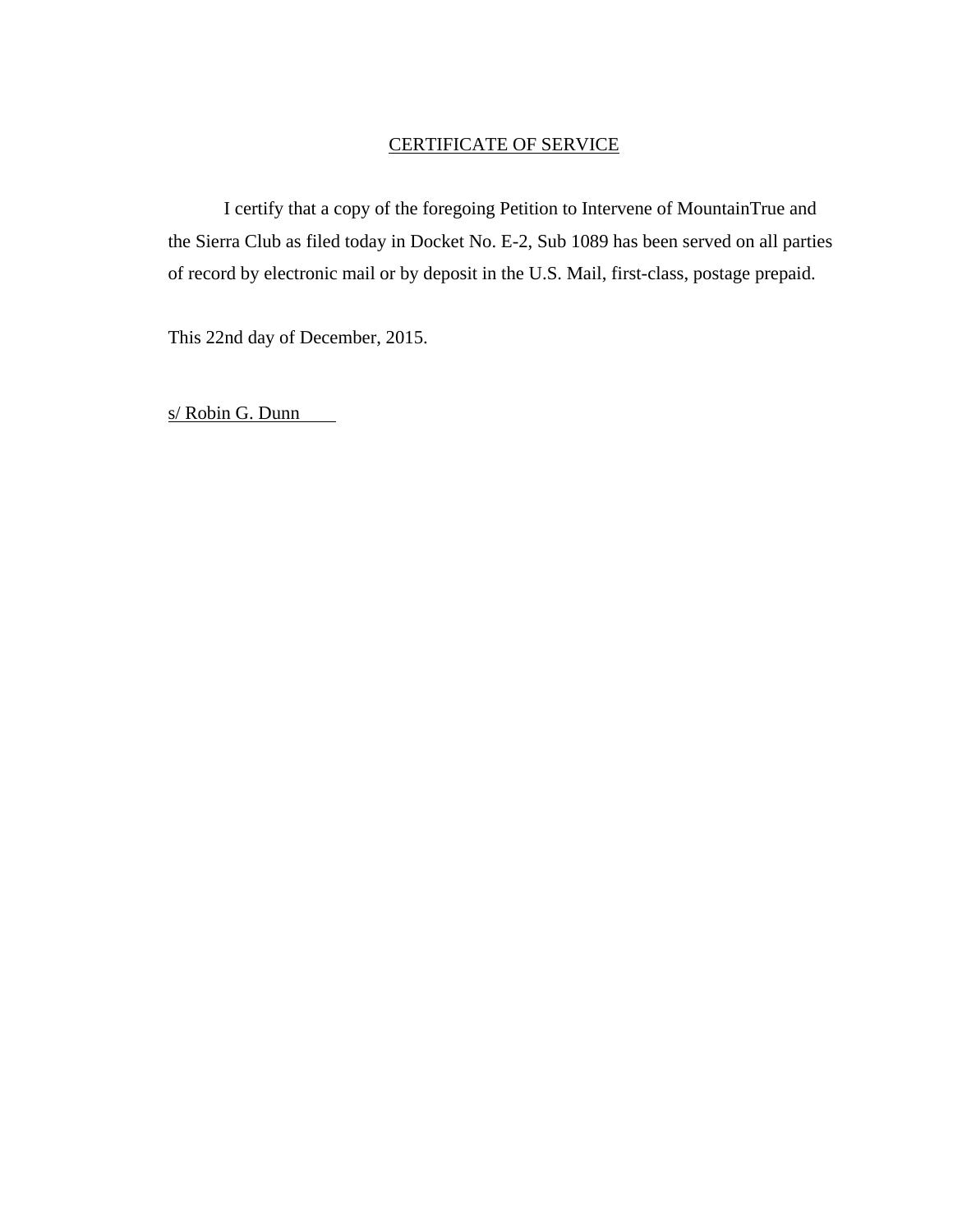## CERTIFICATE OF SERVICE

I certify that a copy of the foregoing Petition to Intervene of MountainTrue and the Sierra Club as filed today in Docket No. E-2, Sub 1089 has been served on all parties of record by electronic mail or by deposit in the U.S. Mail, first-class, postage prepaid.

This 22nd day of December, 2015.

s/ Robin G. Dunn